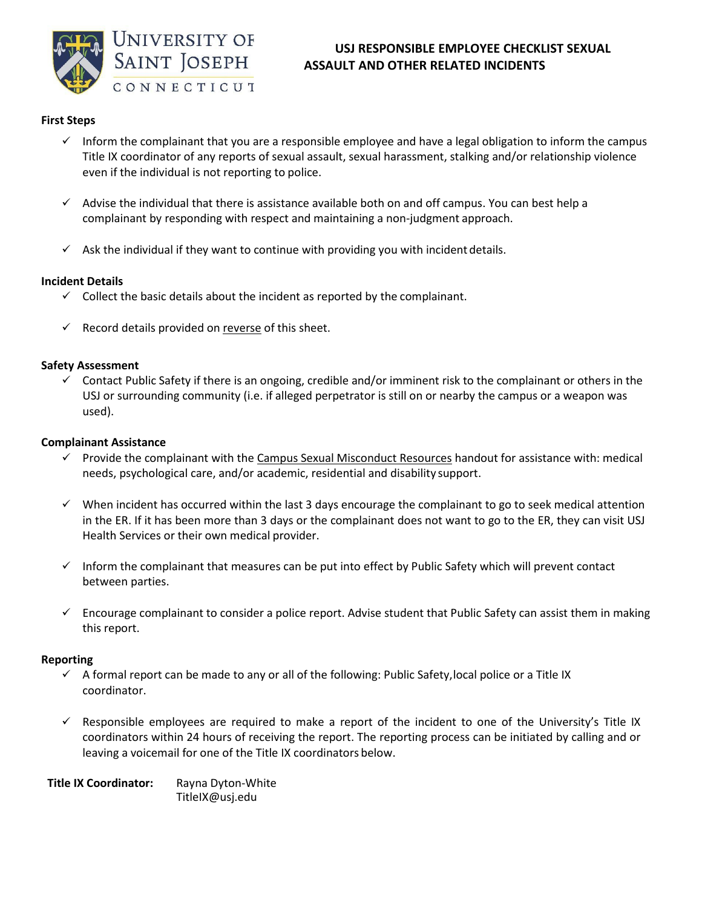# USJ RESPONSIBLE EMPLOYEE CHECKLIST SEXUAL ASSAULT AND OTHER RELATED INCIDENTS

**First Steps**

- ✓ Inform the complainant that you are a responsible employee and have a legal obligation to inform the campus Title IX coordinator of any reports of sexual assault, sexual harassment, stalking and/or relationship violence even if the individual is not reporting to police.
- ✓ Advise the individual that there is assistance available both on and off campus. You can best help a complainant by responding with respect and maintaining a non-judgment approach.
- ✓ Ask the individual if they want to continue with providing you with incident details.

**Incident Details**

- ✓ Collect the basic details about the incident as reported by the complainant.
- ✓ Record details provided on <u>reverse</u> of this sheet.

**Safety Assessment**

- ✓ Contact Public Safety if there is an ongoing, credible and/or imminent risk to the complainant or others in the USJ or surrounding community (i.e. if alleged perpetrator is still on or nearby the campus or a weapon was used).

**Complainant Assistance**

- ✓ Provide the complainant with the <u>Campus Sexual Misconduct Resources</u> handout for assistance with: medical needs, psychological care, and/or academic, residential and disability support.
- ✓ When incident has occurred within the last 3 days encourage the complainant to go to seek medical attention in the ER. If it has been more than 3 days or the complainant does not want to go to the ER, they can visit USJ Health Services or their own medical provider.
- ✓ Inform the complainant that measures can be put into effect by Public Safety which will prevent contact between parties.
- ✓ Encourage complainant to consider a police report. Advise student that Public Safety can assist them in making this report.

**Reporting**

- ✓ A formal report can be made to any or all of the following: Public Safety,local police or a Title IX coordinator.
- ✓ Responsible employees are required to make a report of the incident to one of the University's Title IX coordinators within 24 hours of receiving the report. The reporting process can be initiated by calling and or leaving a voicemail for one of the Title IX coordinators below.

**Title IX Coordinator:** Rayna Dyton-White
TitleIX@usj.edu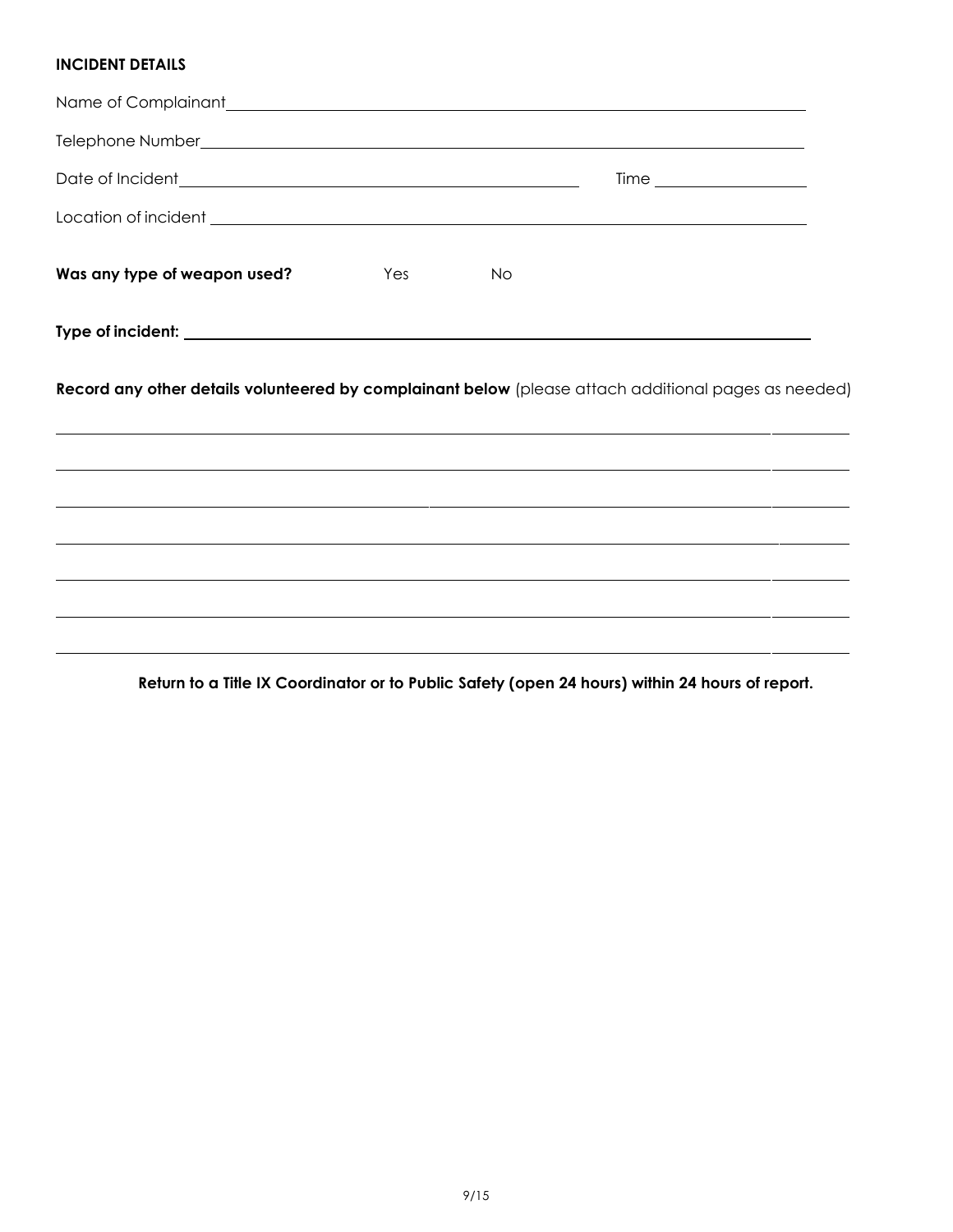**INCIDENT DETAILS**

Name of Complainant\_\_\_\_\_\_\_\_\_\_\_\_\_\_\_\_\_\_\_\_\_\_\_\_\_\_\_\_\_\_\_\_\_\_\_\_\_\_\_\_\_\_\_\_\_\_

Telephone Number\_\_\_\_\_\_\_\_\_\_\_\_\_\_\_\_\_\_\_\_\_\_\_\_\_\_\_\_\_\_\_\_\_\_\_\_\_\_\_\_\_\_\_\_\_\_\_

Date of Incident\_\_\_\_\_\_\_\_\_\_\_\_\_\_\_\_\_\_\_\_\_\_\_\_\_\_\_\_\_\_ Time \_\_\_\_\_\_\_\_\_\_\_\_

Location of incident \_\_\_\_\_\_\_\_\_\_\_\_\_\_\_\_\_\_\_\_\_\_\_\_\_\_\_\_\_\_\_\_\_\_\_\_\_\_\_\_\_\_\_\_\_\_

**Was any type of weapon used?** Yes No

**Type of incident:** \_\_\_\_\_\_\_\_\_\_\_\_\_\_\_\_\_\_\_\_\_\_\_\_\_\_\_\_\_\_\_\_\_\_\_\_\_\_\_\_\_\_\_\_\_\_\_

**Record any other details volunteered by complainant below** (please attach additional pages as needed)

\_\_\_\_\_\_\_\_\_\_\_\_\_\_\_\_\_\_\_\_\_\_\_\_\_\_\_\_\_\_\_\_\_\_\_\_\_\_\_\_\_\_\_\_\_\_\_\_\_\_\_\_\_\_\_\_\_\_\_\_\_\_\_\_\_\_

\_\_\_\_\_\_\_\_\_\_\_\_\_\_\_\_\_\_\_\_\_\_\_\_\_\_\_\_\_\_\_\_\_\_\_\_\_\_\_\_\_\_\_\_\_\_\_\_\_\_\_\_\_\_\_\_\_\_\_\_\_\_\_\_\_\_

\_\_\_\_\_\_\_\_\_\_\_\_\_\_\_\_\_\_\_\_\_\_\_\_\_\_\_\_\_\_\_\_\_\_\_\_\_\_\_\_\_\_\_\_\_\_\_\_\_\_\_\_\_\_\_\_\_\_\_\_\_\_\_\_\_\_

\_\_\_\_\_\_\_\_\_\_\_\_\_\_\_\_\_\_\_\_\_\_\_\_\_\_\_\_\_\_\_\_\_\_\_\_\_\_\_\_\_\_\_\_\_\_\_\_\_\_\_\_\_\_\_\_\_\_\_\_\_\_\_\_\_\_

\_\_\_\_\_\_\_\_\_\_\_\_\_\_\_\_\_\_\_\_\_\_\_\_\_\_\_\_\_\_\_\_\_\_\_\_\_\_\_\_\_\_\_\_\_\_\_\_\_\_\_\_\_\_\_\_\_\_\_\_\_\_\_\_\_\_

\_\_\_\_\_\_\_\_\_\_\_\_\_\_\_\_\_\_\_\_\_\_\_\_\_\_\_\_\_\_\_\_\_\_\_\_\_\_\_\_\_\_\_\_\_\_\_\_\_\_\_\_\_\_\_\_\_\_\_\_\_\_\_\_\_\_

\_\_\_\_\_\_\_\_\_\_\_\_\_\_\_\_\_\_\_\_\_\_\_\_\_\_\_\_\_\_\_\_\_\_\_\_\_\_\_\_\_\_\_\_\_\_\_\_\_\_\_\_\_\_\_\_\_\_\_\_\_\_\_\_\_\_

**Return to a Title IX Coordinator or to Public Safety (open 24 hours) within 24 hours of report.**